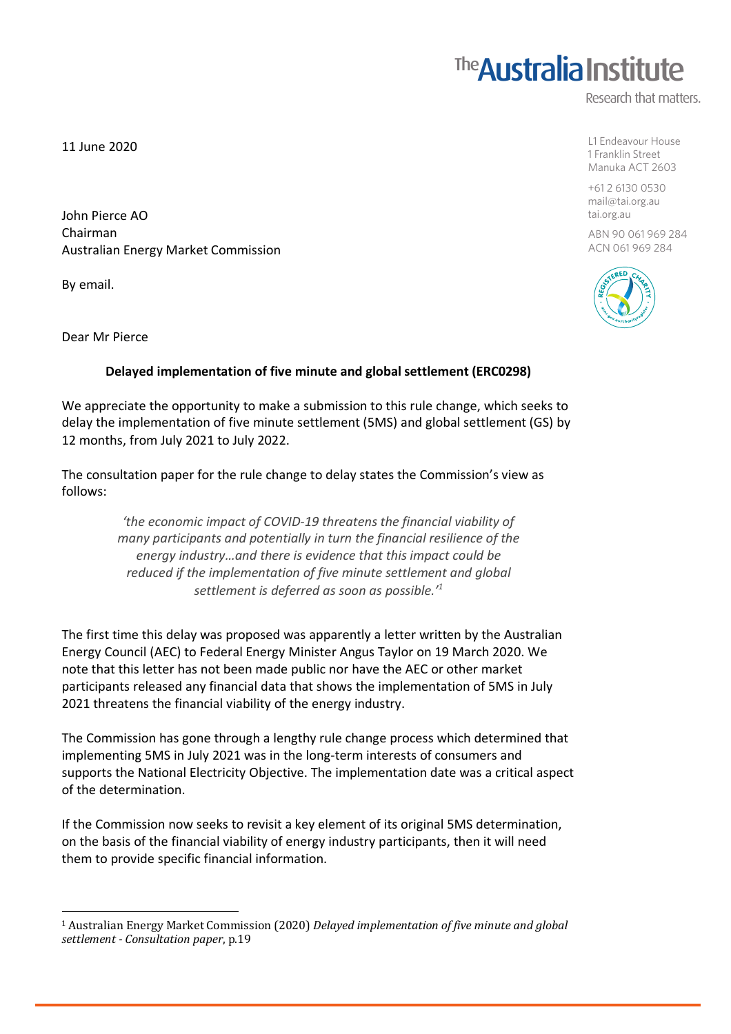The Australia Institute

Research that matters.

L1 Endeavour House
1 Franklin Street
Manuka ACT 2603

+61 2 6130 0530
mail@tai.org.au
tai.org.au

ABN 90 061 969 284
ACN 061 969 284

11 June 2020

John Pierce AO
Chairman
Australian Energy Market Commission

By email.

Dear Mr Pierce

**Delayed implementation of five minute and global settlement (ERC0298)**

We appreciate the opportunity to make a submission to this rule change, which seeks to delay the implementation of five minute settlement (5MS) and global settlement (GS) by 12 months, from July 2021 to July 2022.

The consultation paper for the rule change to delay states the Commission's view as follows:

> *'the economic impact of COVID-19 threatens the financial viability of many participants and potentially in turn the financial resilience of the energy industry…and there is evidence that this impact could be reduced if the implementation of five minute settlement and global settlement is deferred as soon as possible.'*[1]

The first time this delay was proposed was apparently a letter written by the Australian Energy Council (AEC) to Federal Energy Minister Angus Taylor on 19 March 2020. We note that this letter has not been made public nor have the AEC or other market participants released any financial data that shows the implementation of 5MS in July 2021 threatens the financial viability of the energy industry.

The Commission has gone through a lengthy rule change process which determined that implementing 5MS in July 2021 was in the long-term interests of consumers and supports the National Electricity Objective. The implementation date was a critical aspect of the determination.

If the Commission now seeks to revisit a key element of its original 5MS determination, on the basis of the financial viability of energy industry participants, then it will need them to provide specific financial information.

---

[1] Australian Energy Market Commission (2020) *Delayed implementation of five minute and global settlement - Consultation paper*, p.19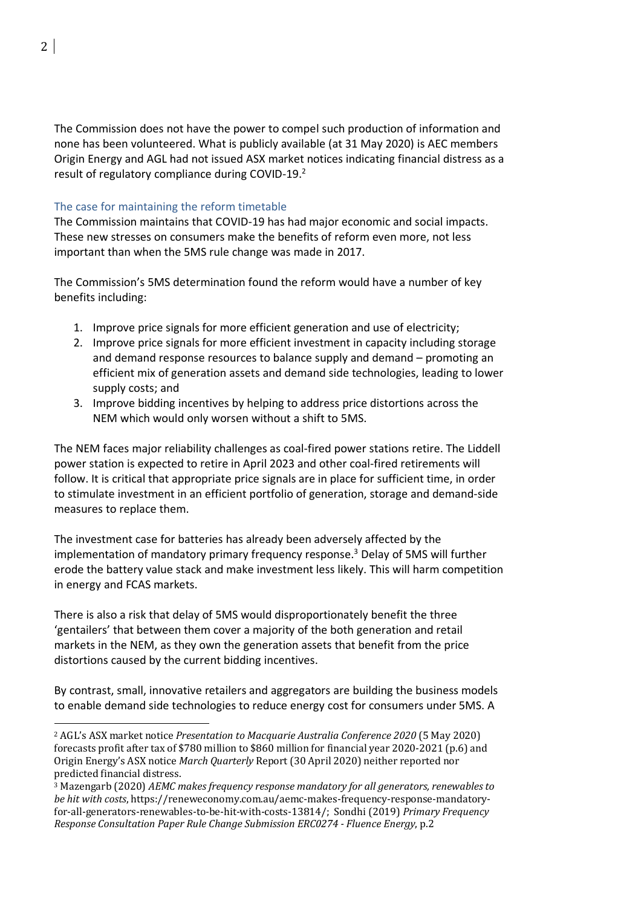The Commission does not have the power to compel such production of information and none has been volunteered. What is publicly available (at 31 May 2020) is AEC members Origin Energy and AGL had not issued ASX market notices indicating financial distress as a result of regulatory compliance during COVID-19.[2]

### The case for maintaining the reform timetable

The Commission maintains that COVID-19 has had major economic and social impacts. These new stresses on consumers make the benefits of reform even more, not less important than when the 5MS rule change was made in 2017.

The Commission's 5MS determination found the reform would have a number of key benefits including:

1. Improve price signals for more efficient generation and use of electricity;
2. Improve price signals for more efficient investment in capacity including storage and demand response resources to balance supply and demand – promoting an efficient mix of generation assets and demand side technologies, leading to lower supply costs; and
3. Improve bidding incentives by helping to address price distortions across the NEM which would only worsen without a shift to 5MS.

The NEM faces major reliability challenges as coal-fired power stations retire. The Liddell power station is expected to retire in April 2023 and other coal-fired retirements will follow. It is critical that appropriate price signals are in place for sufficient time, in order to stimulate investment in an efficient portfolio of generation, storage and demand-side measures to replace them.

The investment case for batteries has already been adversely affected by the implementation of mandatory primary frequency response.[3] Delay of 5MS will further erode the battery value stack and make investment less likely. This will harm competition in energy and FCAS markets.

There is also a risk that delay of 5MS would disproportionately benefit the three 'gentailers' that between them cover a majority of the both generation and retail markets in the NEM, as they own the generation assets that benefit from the price distortions caused by the current bidding incentives.

By contrast, small, innovative retailers and aggregators are building the business models to enable demand side technologies to reduce energy cost for consumers under 5MS. A

---

[2] AGL's ASX market notice *Presentation to Macquarie Australia Conference 2020* (5 May 2020) forecasts profit after tax of $780 million to $860 million for financial year 2020-2021 (p.6) and Origin Energy's ASX notice *March Quarterly* Report (30 April 2020) neither reported nor predicted financial distress.

[3] Mazengarb (2020) *AEMC makes frequency response mandatory for all generators, renewables to be hit with costs*, https://reneweconomy.com.au/aemc-makes-frequency-response-mandatory-for-all-generators-renewables-to-be-hit-with-costs-13814/; Sondhi (2019) *Primary Frequency Response Consultation Paper Rule Change Submission ERC0274 - Fluence Energy*, p.2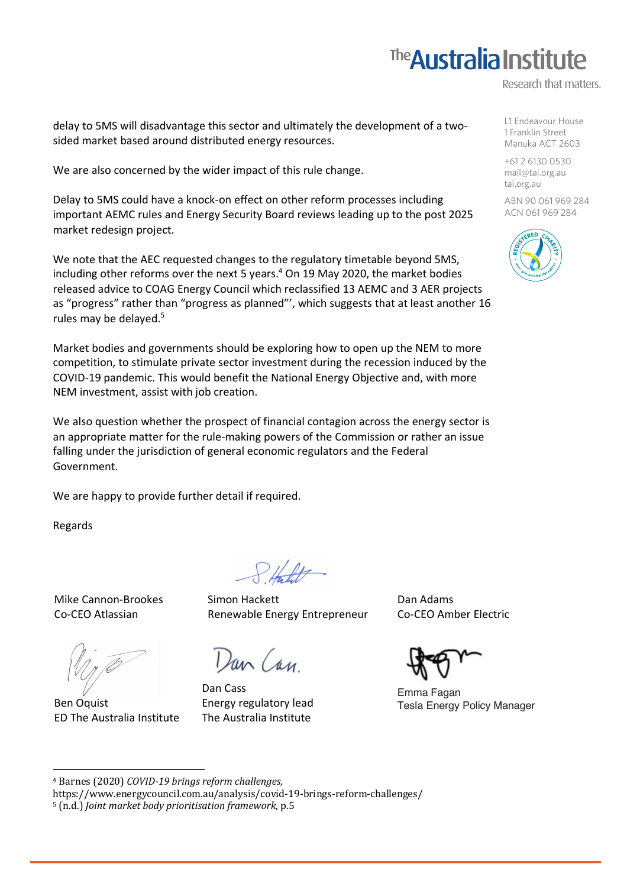delay to 5MS will disadvantage this sector and ultimately the development of a two-sided market based around distributed energy resources.

We are also concerned by the wider impact of this rule change.

Delay to 5MS could have a knock-on effect on other reform processes including important AEMC rules and Energy Security Board reviews leading up to the post 2025 market redesign project.

We note that the AEC requested changes to the regulatory timetable beyond 5MS, including other reforms over the next 5 years.[4] On 19 May 2020, the market bodies released advice to COAG Energy Council which reclassified 13 AEMC and 3 AER projects as "progress" rather than "progress as planned"', which suggests that at least another 16 rules may be delayed.[5]

Market bodies and governments should be exploring how to open up the NEM to more competition, to stimulate private sector investment during the recession induced by the COVID-19 pandemic. This would benefit the National Energy Objective and, with more NEM investment, assist with job creation.

We also question whether the prospect of financial contagion across the energy sector is an appropriate matter for the rule-making powers of the Commission or rather an issue falling under the jurisdiction of general economic regulators and the Federal Government.

We are happy to provide further detail if required.

Regards

Mike Cannon-Brookes
Co-CEO Atlassian

Simon Hackett
Renewable Energy Entrepreneur

Dan Adams
Co-CEO Amber Electric

Ben Oquist
ED The Australia Institute

Dan Cass
Energy regulatory lead
The Australia Institute

Emma Fagan
Tesla Energy Policy Manager

---

[4] Barnes (2020) *COVID-19 brings reform challenges*, https://www.energycouncil.com.au/analysis/covid-19-brings-reform-challenges/

[5] (n.d.) *Joint market body prioritisation framework*, p.5